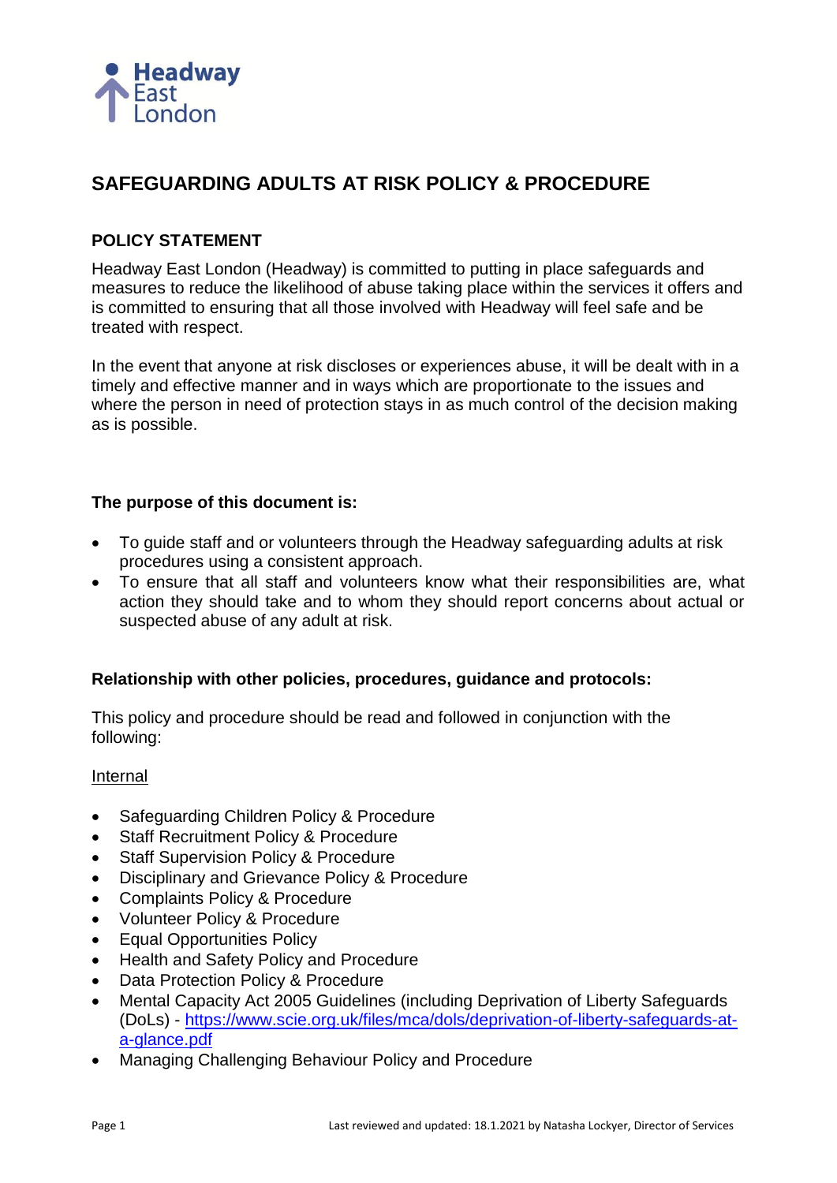Headway East London

# SAFEGUARDING ADULTS AT RISK POLICY & PROCEDURE

## POLICY STATEMENT

Headway East London (Headway) is committed to putting in place safeguards and measures to reduce the likelihood of abuse taking place within the services it offers and is committed to ensuring that all those involved with Headway will feel safe and be treated with respect.

In the event that anyone at risk discloses or experiences abuse, it will be dealt with in a timely and effective manner and in ways which are proportionate to the issues and where the person in need of protection stays in as much control of the decision making as is possible.

### The purpose of this document is:

- To guide staff and or volunteers through the Headway safeguarding adults at risk procedures using a consistent approach.
- To ensure that all staff and volunteers know what their responsibilities are, what action they should take and to whom they should report concerns about actual or suspected abuse of any adult at risk.

### Relationship with other policies, procedures, guidance and protocols:

This policy and procedure should be read and followed in conjunction with the following:

Internal

- Safeguarding Children Policy & Procedure
- Staff Recruitment Policy & Procedure
- Staff Supervision Policy & Procedure
- Disciplinary and Grievance Policy & Procedure
- Complaints Policy & Procedure
- Volunteer Policy & Procedure
- Equal Opportunities Policy
- Health and Safety Policy and Procedure
- Data Protection Policy & Procedure
- Mental Capacity Act 2005 Guidelines (including Deprivation of Liberty Safeguards (DoLs) - https://www.scie.org.uk/files/mca/dols/deprivation-of-liberty-safeguards-at-a-glance.pdf
- Managing Challenging Behaviour Policy and Procedure

Last reviewed and updated: 18.1.2021 by Natasha Lockyer, Director of Services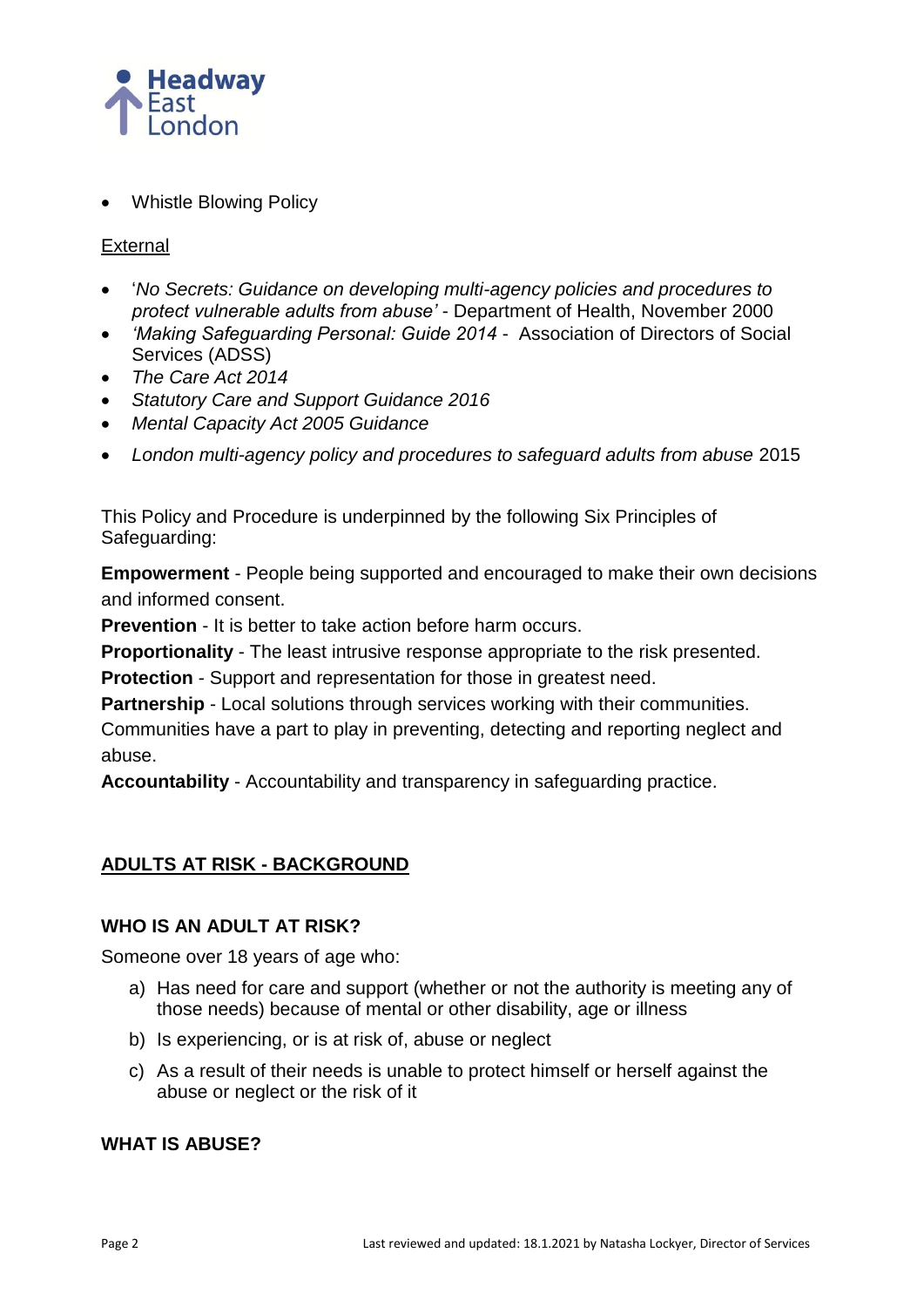- Whistle Blowing Policy

External

- '*No Secrets: Guidance on developing multi-agency policies and procedures to protect vulnerable adults from abuse'* - Department of Health, November 2000
- *'Making Safeguarding Personal: Guide 2014* - Association of Directors of Social Services (ADSS)
- *The Care Act 2014*
- *Statutory Care and Support Guidance 2016*
- *Mental Capacity Act 2005 Guidance*
- *London multi-agency policy and procedures to safeguard adults from abuse* 2015

This Policy and Procedure is underpinned by the following Six Principles of Safeguarding:

**Empowerment** - People being supported and encouraged to make their own decisions and informed consent.
**Prevention** - It is better to take action before harm occurs.
**Proportionality** - The least intrusive response appropriate to the risk presented.
**Protection** - Support and representation for those in greatest need.
**Partnership** - Local solutions through services working with their communities. Communities have a part to play in preventing, detecting and reporting neglect and abuse.
**Accountability** - Accountability and transparency in safeguarding practice.

## ADULTS AT RISK - BACKGROUND

### WHO IS AN ADULT AT RISK?

Someone over 18 years of age who:

a) Has need for care and support (whether or not the authority is meeting any of those needs) because of mental or other disability, age or illness
b) Is experiencing, or is at risk of, abuse or neglect
c) As a result of their needs is unable to protect himself or herself against the abuse or neglect or the risk of it

### WHAT IS ABUSE?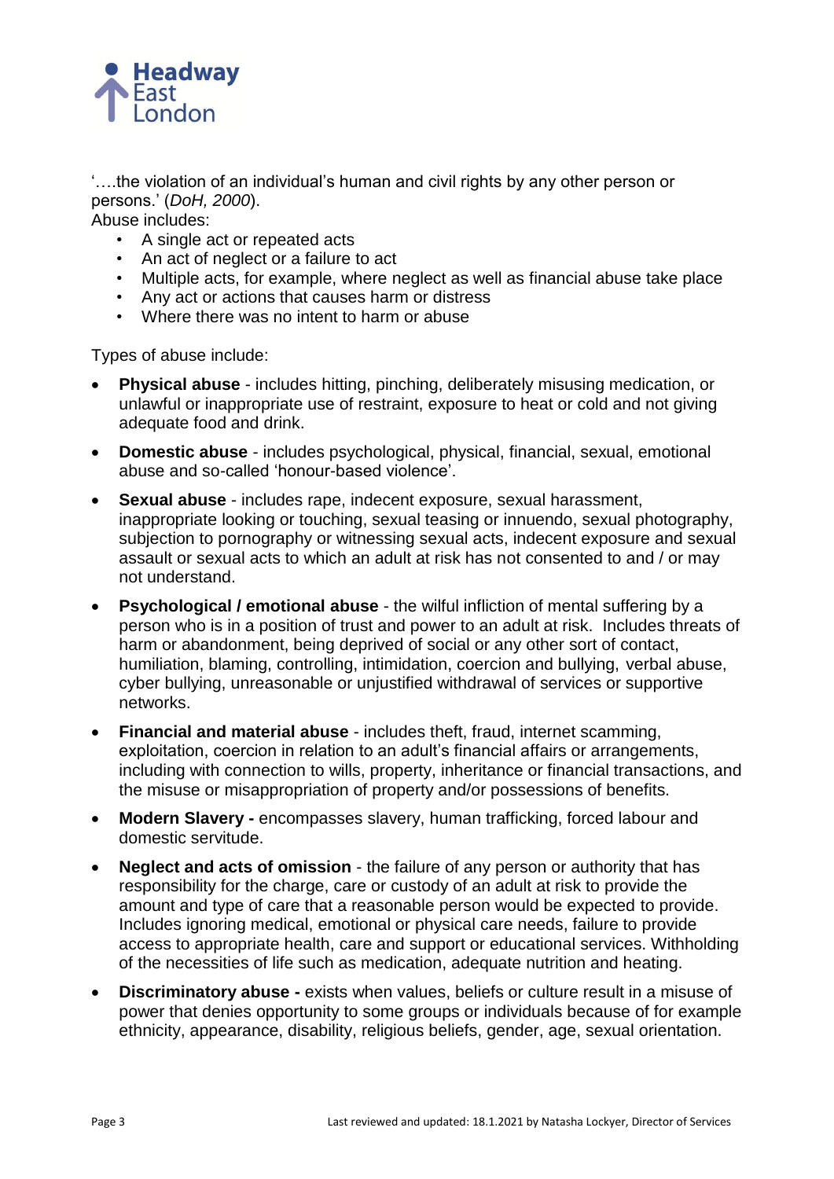'….the violation of an individual's human and civil rights by any other person or persons.' (*DoH, 2000*).

Abuse includes:

- A single act or repeated acts
- An act of neglect or a failure to act
- Multiple acts, for example, where neglect as well as financial abuse take place
- Any act or actions that causes harm or distress
- Where there was no intent to harm or abuse

Types of abuse include:

- **Physical abuse** - includes hitting, pinching, deliberately misusing medication, or unlawful or inappropriate use of restraint, exposure to heat or cold and not giving adequate food and drink.
- **Domestic abuse** - includes psychological, physical, financial, sexual, emotional abuse and so-called 'honour-based violence'.
- **Sexual abuse** - includes rape, indecent exposure, sexual harassment, inappropriate looking or touching, sexual teasing or innuendo, sexual photography, subjection to pornography or witnessing sexual acts, indecent exposure and sexual assault or sexual acts to which an adult at risk has not consented to and / or may not understand.
- **Psychological / emotional abuse** - the wilful infliction of mental suffering by a person who is in a position of trust and power to an adult at risk. Includes threats of harm or abandonment, being deprived of social or any other sort of contact, humiliation, blaming, controlling, intimidation, coercion and bullying, verbal abuse, cyber bullying, unreasonable or unjustified withdrawal of services or supportive networks.
- **Financial and material abuse** - includes theft, fraud, internet scamming, exploitation, coercion in relation to an adult's financial affairs or arrangements, including with connection to wills, property, inheritance or financial transactions, and the misuse or misappropriation of property and/or possessions of benefits.
- **Modern Slavery -** encompasses slavery, human trafficking, forced labour and domestic servitude.
- **Neglect and acts of omission** - the failure of any person or authority that has responsibility for the charge, care or custody of an adult at risk to provide the amount and type of care that a reasonable person would be expected to provide. Includes ignoring medical, emotional or physical care needs, failure to provide access to appropriate health, care and support or educational services. Withholding of the necessities of life such as medication, adequate nutrition and heating.
- **Discriminatory abuse -** exists when values, beliefs or culture result in a misuse of power that denies opportunity to some groups or individuals because of for example ethnicity, appearance, disability, religious beliefs, gender, age, sexual orientation.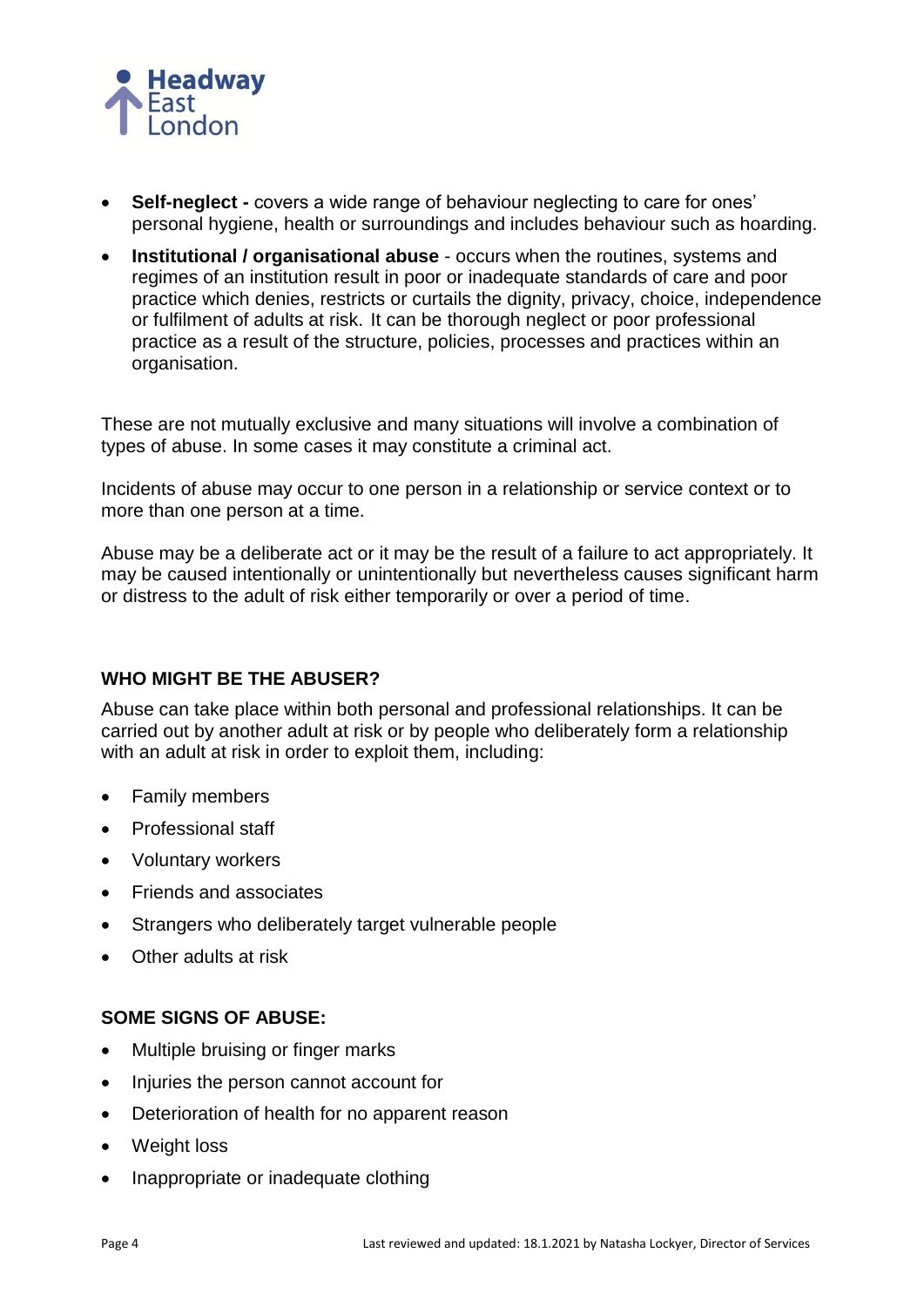- **Self-neglect -** covers a wide range of behaviour neglecting to care for ones' personal hygiene, health or surroundings and includes behaviour such as hoarding.
- **Institutional / organisational abuse** - occurs when the routines, systems and regimes of an institution result in poor or inadequate standards of care and poor practice which denies, restricts or curtails the dignity, privacy, choice, independence or fulfilment of adults at risk. It can be thorough neglect or poor professional practice as a result of the structure, policies, processes and practices within an organisation.

These are not mutually exclusive and many situations will involve a combination of types of abuse. In some cases it may constitute a criminal act.

Incidents of abuse may occur to one person in a relationship or service context or to more than one person at a time.

Abuse may be a deliberate act or it may be the result of a failure to act appropriately. It may be caused intentionally or unintentionally but nevertheless causes significant harm or distress to the adult of risk either temporarily or over a period of time.

### WHO MIGHT BE THE ABUSER?

Abuse can take place within both personal and professional relationships. It can be carried out by another adult at risk or by people who deliberately form a relationship with an adult at risk in order to exploit them, including:

- Family members
- Professional staff
- Voluntary workers
- Friends and associates
- Strangers who deliberately target vulnerable people
- Other adults at risk

### SOME SIGNS OF ABUSE:

- Multiple bruising or finger marks
- Injuries the person cannot account for
- Deterioration of health for no apparent reason
- Weight loss
- Inappropriate or inadequate clothing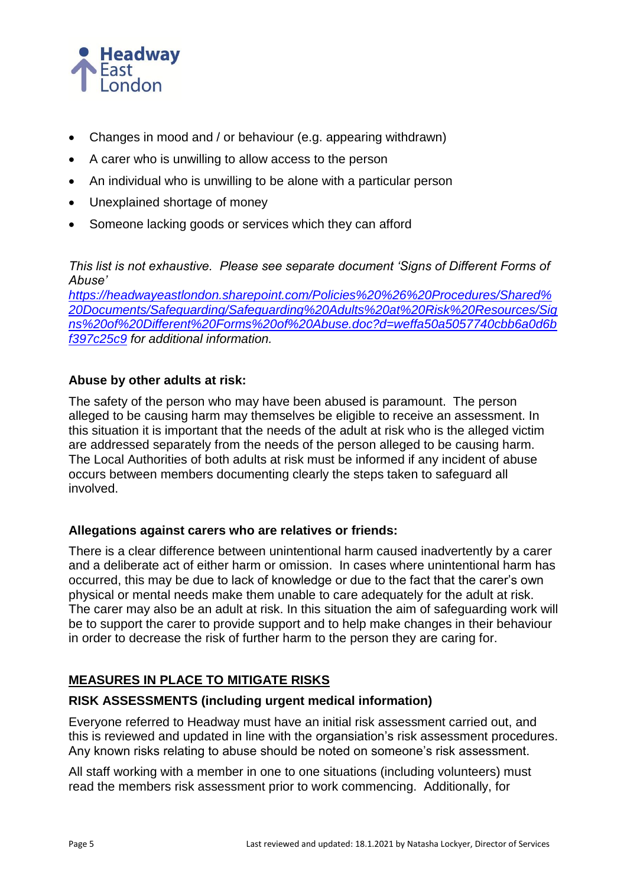- Changes in mood and / or behaviour (e.g. appearing withdrawn)
- A carer who is unwilling to allow access to the person
- An individual who is unwilling to be alone with a particular person
- Unexplained shortage of money
- Someone lacking goods or services which they can afford

*This list is not exhaustive. Please see separate document 'Signs of Different Forms of Abuse'* *https://headwayeastlondon.sharepoint.com/Policies%20%26%20Procedures/Shared%20Documents/Safeguarding/Safeguarding%20Adults%20at%20Risk%20Resources/Signs%20of%20Different%20Forms%20of%20Abuse.doc?d=weffa50a5057740cbb6a0d6bf397c25c9* *for additional information.*

**Abuse by other adults at risk:**

The safety of the person who may have been abused is paramount. The person alleged to be causing harm may themselves be eligible to receive an assessment. In this situation it is important that the needs of the adult at risk who is the alleged victim are addressed separately from the needs of the person alleged to be causing harm. The Local Authorities of both adults at risk must be informed if any incident of abuse occurs between members documenting clearly the steps taken to safeguard all involved.

**Allegations against carers who are relatives or friends:**

There is a clear difference between unintentional harm caused inadvertently by a carer and a deliberate act of either harm or omission. In cases where unintentional harm has occurred, this may be due to lack of knowledge or due to the fact that the carer's own physical or mental needs make them unable to care adequately for the adult at risk. The carer may also be an adult at risk. In this situation the aim of safeguarding work will be to support the carer to provide support and to help make changes in their behaviour in order to decrease the risk of further harm to the person they are caring for.

## MEASURES IN PLACE TO MITIGATE RISKS

### RISK ASSESSMENTS (including urgent medical information)

Everyone referred to Headway must have an initial risk assessment carried out, and this is reviewed and updated in line with the organsiation's risk assessment procedures. Any known risks relating to abuse should be noted on someone's risk assessment.

All staff working with a member in one to one situations (including volunteers) must read the members risk assessment prior to work commencing. Additionally, for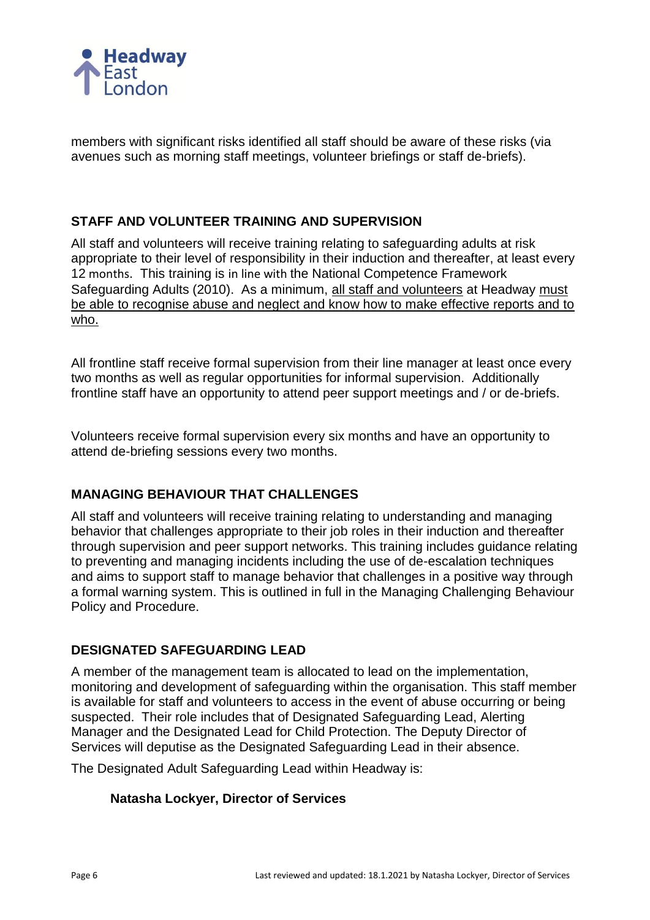members with significant risks identified all staff should be aware of these risks (via avenues such as morning staff meetings, volunteer briefings or staff de-briefs).

## STAFF AND VOLUNTEER TRAINING AND SUPERVISION

All staff and volunteers will receive training relating to safeguarding adults at risk appropriate to their level of responsibility in their induction and thereafter, at least every 12 months. This training is in line with the National Competence Framework Safeguarding Adults (2010). As a minimum, <u>all staff and volunteers</u> at Headway <u>must be able to recognise abuse and neglect and know how to make effective reports and to who.</u>

All frontline staff receive formal supervision from their line manager at least once every two months as well as regular opportunities for informal supervision. Additionally frontline staff have an opportunity to attend peer support meetings and / or de-briefs.

Volunteers receive formal supervision every six months and have an opportunity to attend de-briefing sessions every two months.

## MANAGING BEHAVIOUR THAT CHALLENGES

All staff and volunteers will receive training relating to understanding and managing behavior that challenges appropriate to their job roles in their induction and thereafter through supervision and peer support networks. This training includes guidance relating to preventing and managing incidents including the use of de-escalation techniques and aims to support staff to manage behavior that challenges in a positive way through a formal warning system. This is outlined in full in the Managing Challenging Behaviour Policy and Procedure.

## DESIGNATED SAFEGUARDING LEAD

A member of the management team is allocated to lead on the implementation, monitoring and development of safeguarding within the organisation. This staff member is available for staff and volunteers to access in the event of abuse occurring or being suspected. Their role includes that of Designated Safeguarding Lead, Alerting Manager and the Designated Lead for Child Protection. The Deputy Director of Services will deputise as the Designated Safeguarding Lead in their absence.

The Designated Adult Safeguarding Lead within Headway is:

**Natasha Lockyer, Director of Services**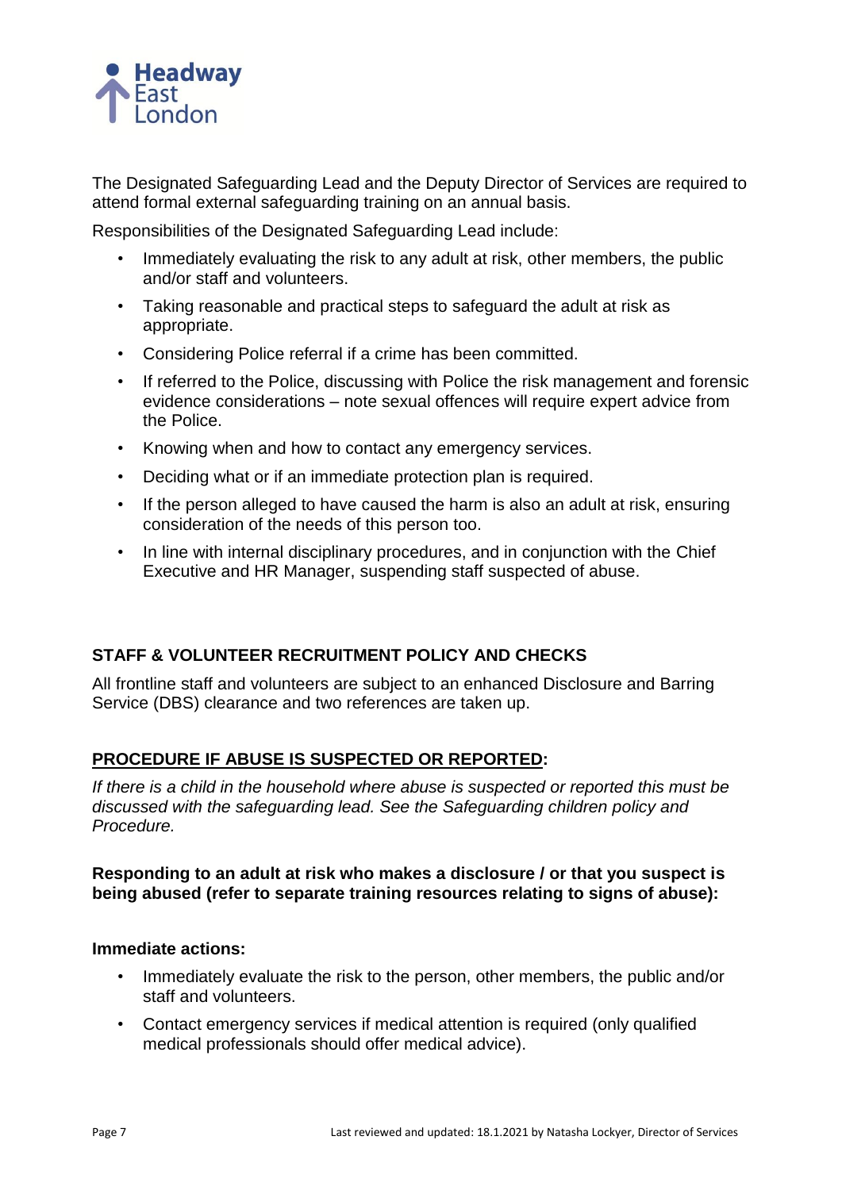The Designated Safeguarding Lead and the Deputy Director of Services are required to attend formal external safeguarding training on an annual basis.

Responsibilities of the Designated Safeguarding Lead include:

- Immediately evaluating the risk to any adult at risk, other members, the public and/or staff and volunteers.
- Taking reasonable and practical steps to safeguard the adult at risk as appropriate.
- Considering Police referral if a crime has been committed.
- If referred to the Police, discussing with Police the risk management and forensic evidence considerations – note sexual offences will require expert advice from the Police.
- Knowing when and how to contact any emergency services.
- Deciding what or if an immediate protection plan is required.
- If the person alleged to have caused the harm is also an adult at risk, ensuring consideration of the needs of this person too.
- In line with internal disciplinary procedures, and in conjunction with the Chief Executive and HR Manager, suspending staff suspected of abuse.

## STAFF & VOLUNTEER RECRUITMENT POLICY AND CHECKS

All frontline staff and volunteers are subject to an enhanced Disclosure and Barring Service (DBS) clearance and two references are taken up.

## <u>PROCEDURE IF ABUSE IS SUSPECTED OR REPORTED</u>:

*If there is a child in the household where abuse is suspected or reported this must be discussed with the safeguarding lead. See the Safeguarding children policy and Procedure.*

**Responding to an adult at risk who makes a disclosure / or that you suspect is being abused (refer to separate training resources relating to signs of abuse):**

**Immediate actions:**

- Immediately evaluate the risk to the person, other members, the public and/or staff and volunteers.
- Contact emergency services if medical attention is required (only qualified medical professionals should offer medical advice).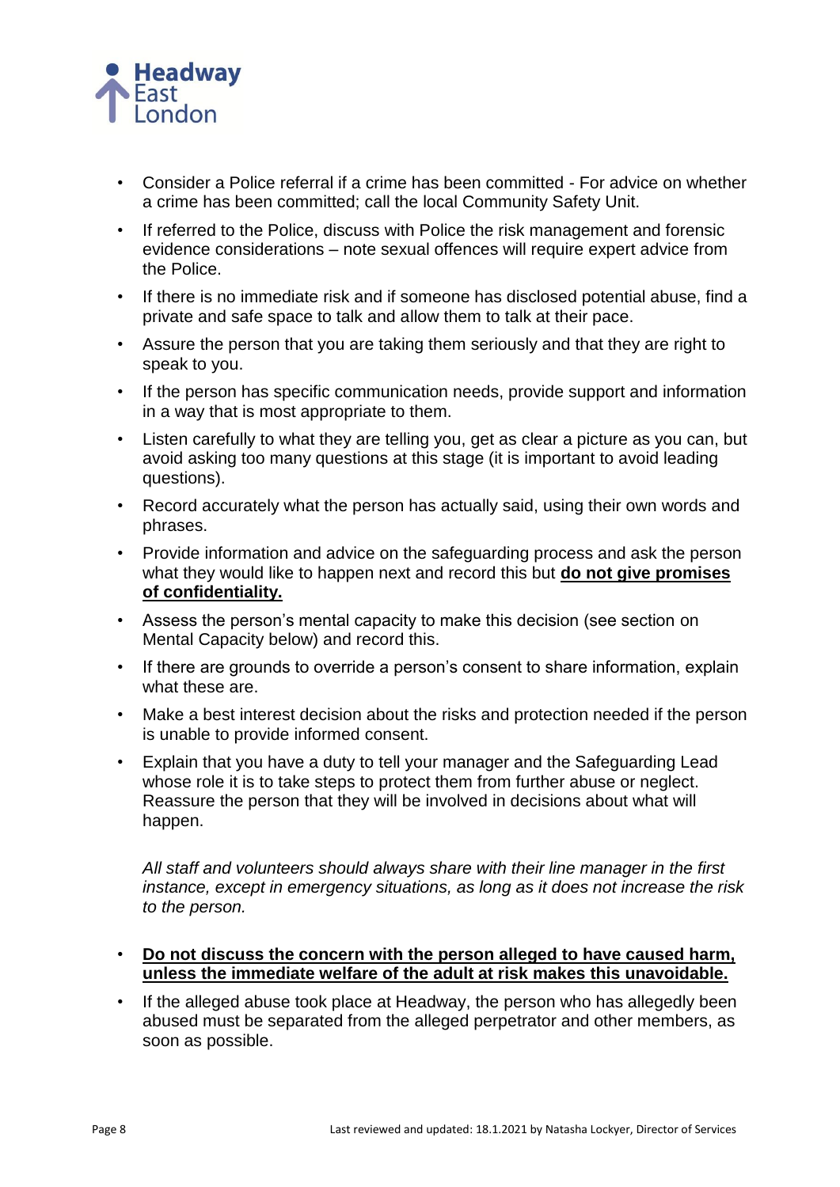- Consider a Police referral if a crime has been committed - For advice on whether a crime has been committed; call the local Community Safety Unit.
- If referred to the Police, discuss with Police the risk management and forensic evidence considerations – note sexual offences will require expert advice from the Police.
- If there is no immediate risk and if someone has disclosed potential abuse, find a private and safe space to talk and allow them to talk at their pace.
- Assure the person that you are taking them seriously and that they are right to speak to you.
- If the person has specific communication needs, provide support and information in a way that is most appropriate to them.
- Listen carefully to what they are telling you, get as clear a picture as you can, but avoid asking too many questions at this stage (it is important to avoid leading questions).
- Record accurately what the person has actually said, using their own words and phrases.
- Provide information and advice on the safeguarding process and ask the person what they would like to happen next and record this but <u>**do not give promises of confidentiality.**</u>
- Assess the person's mental capacity to make this decision (see section on Mental Capacity below) and record this.
- If there are grounds to override a person's consent to share information, explain what these are.
- Make a best interest decision about the risks and protection needed if the person is unable to provide informed consent.
- Explain that you have a duty to tell your manager and the Safeguarding Lead whose role it is to take steps to protect them from further abuse or neglect. Reassure the person that they will be involved in decisions about what will happen.

  *All staff and volunteers should always share with their line manager in the first instance, except in emergency situations, as long as it does not increase the risk to the person.*

- <u>**Do not discuss the concern with the person alleged to have caused harm, unless the immediate welfare of the adult at risk makes this unavoidable.**</u>
- If the alleged abuse took place at Headway, the person who has allegedly been abused must be separated from the alleged perpetrator and other members, as soon as possible.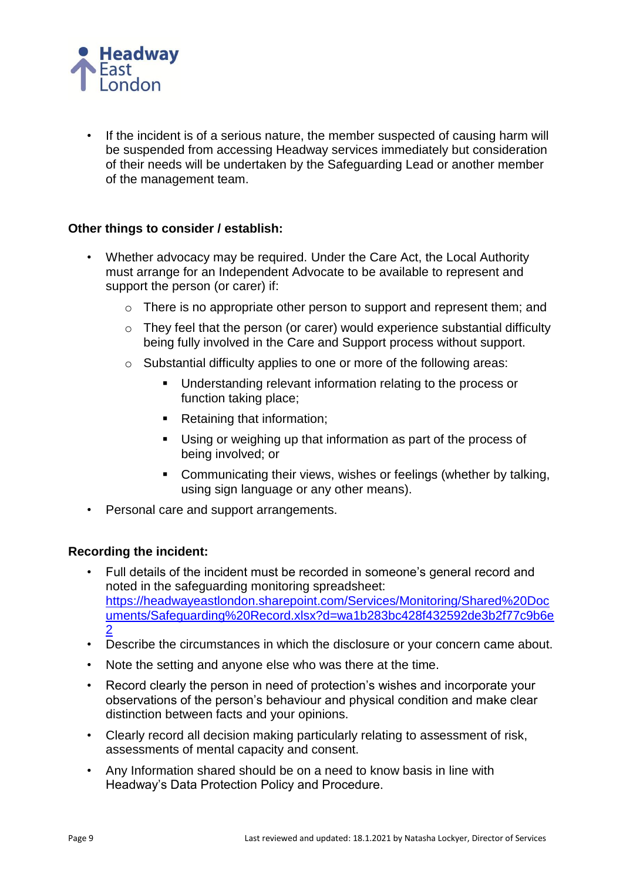- If the incident is of a serious nature, the member suspected of causing harm will be suspended from accessing Headway services immediately but consideration of their needs will be undertaken by the Safeguarding Lead or another member of the management team.

**Other things to consider / establish:**

- Whether advocacy may be required. Under the Care Act, the Local Authority must arrange for an Independent Advocate to be available to represent and support the person (or carer) if:
  - There is no appropriate other person to support and represent them; and
  - They feel that the person (or carer) would experience substantial difficulty being fully involved in the Care and Support process without support.
  - Substantial difficulty applies to one or more of the following areas:
    - Understanding relevant information relating to the process or function taking place;
    - Retaining that information;
    - Using or weighing up that information as part of the process of being involved; or
    - Communicating their views, wishes or feelings (whether by talking, using sign language or any other means).
- Personal care and support arrangements.

**Recording the incident:**

- Full details of the incident must be recorded in someone's general record and noted in the safeguarding monitoring spreadsheet: https://headwayeastlondon.sharepoint.com/Services/Monitoring/Shared%20Documents/Safeguarding%20Record.xlsx?d=wa1b283bc428f432592de3b2f77c9b6e2
- Describe the circumstances in which the disclosure or your concern came about.
- Note the setting and anyone else who was there at the time.
- Record clearly the person in need of protection's wishes and incorporate your observations of the person's behaviour and physical condition and make clear distinction between facts and your opinions.
- Clearly record all decision making particularly relating to assessment of risk, assessments of mental capacity and consent.
- Any Information shared should be on a need to know basis in line with Headway's Data Protection Policy and Procedure.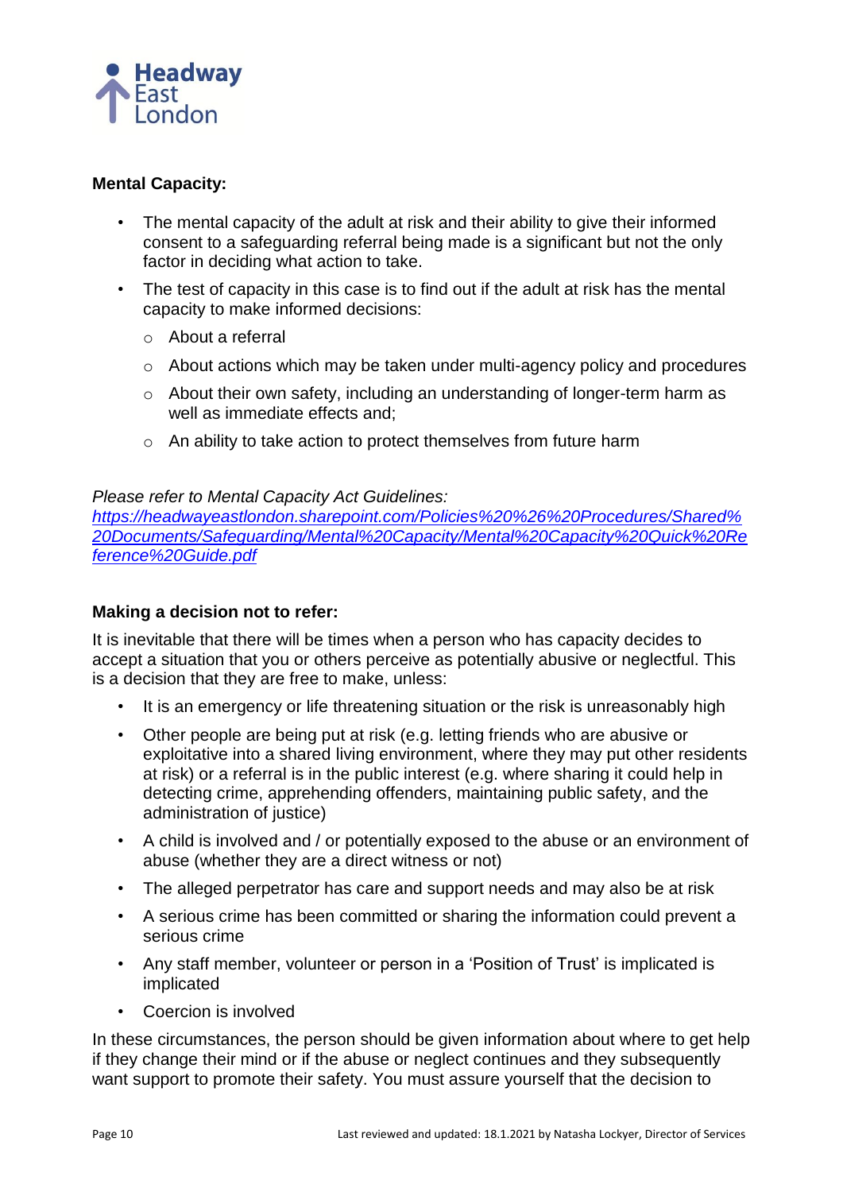**Mental Capacity:**

- The mental capacity of the adult at risk and their ability to give their informed consent to a safeguarding referral being made is a significant but not the only factor in deciding what action to take.
- The test of capacity in this case is to find out if the adult at risk has the mental capacity to make informed decisions:
  - About a referral
  - About actions which may be taken under multi-agency policy and procedures
  - About their own safety, including an understanding of longer-term harm as well as immediate effects and;
  - An ability to take action to protect themselves from future harm

*Please refer to Mental Capacity Act Guidelines:*
*https://headwayeastlondon.sharepoint.com/Policies%20%26%20Procedures/Shared%20Documents/Safeguarding/Mental%20Capacity/Mental%20Capacity%20Quick%20Reference%20Guide.pdf*

**Making a decision not to refer:**

It is inevitable that there will be times when a person who has capacity decides to accept a situation that you or others perceive as potentially abusive or neglectful. This is a decision that they are free to make, unless:

- It is an emergency or life threatening situation or the risk is unreasonably high
- Other people are being put at risk (e.g. letting friends who are abusive or exploitative into a shared living environment, where they may put other residents at risk) or a referral is in the public interest (e.g. where sharing it could help in detecting crime, apprehending offenders, maintaining public safety, and the administration of justice)
- A child is involved and / or potentially exposed to the abuse or an environment of abuse (whether they are a direct witness or not)
- The alleged perpetrator has care and support needs and may also be at risk
- A serious crime has been committed or sharing the information could prevent a serious crime
- Any staff member, volunteer or person in a 'Position of Trust' is implicated is implicated
- Coercion is involved

In these circumstances, the person should be given information about where to get help if they change their mind or if the abuse or neglect continues and they subsequently want support to promote their safety. You must assure yourself that the decision to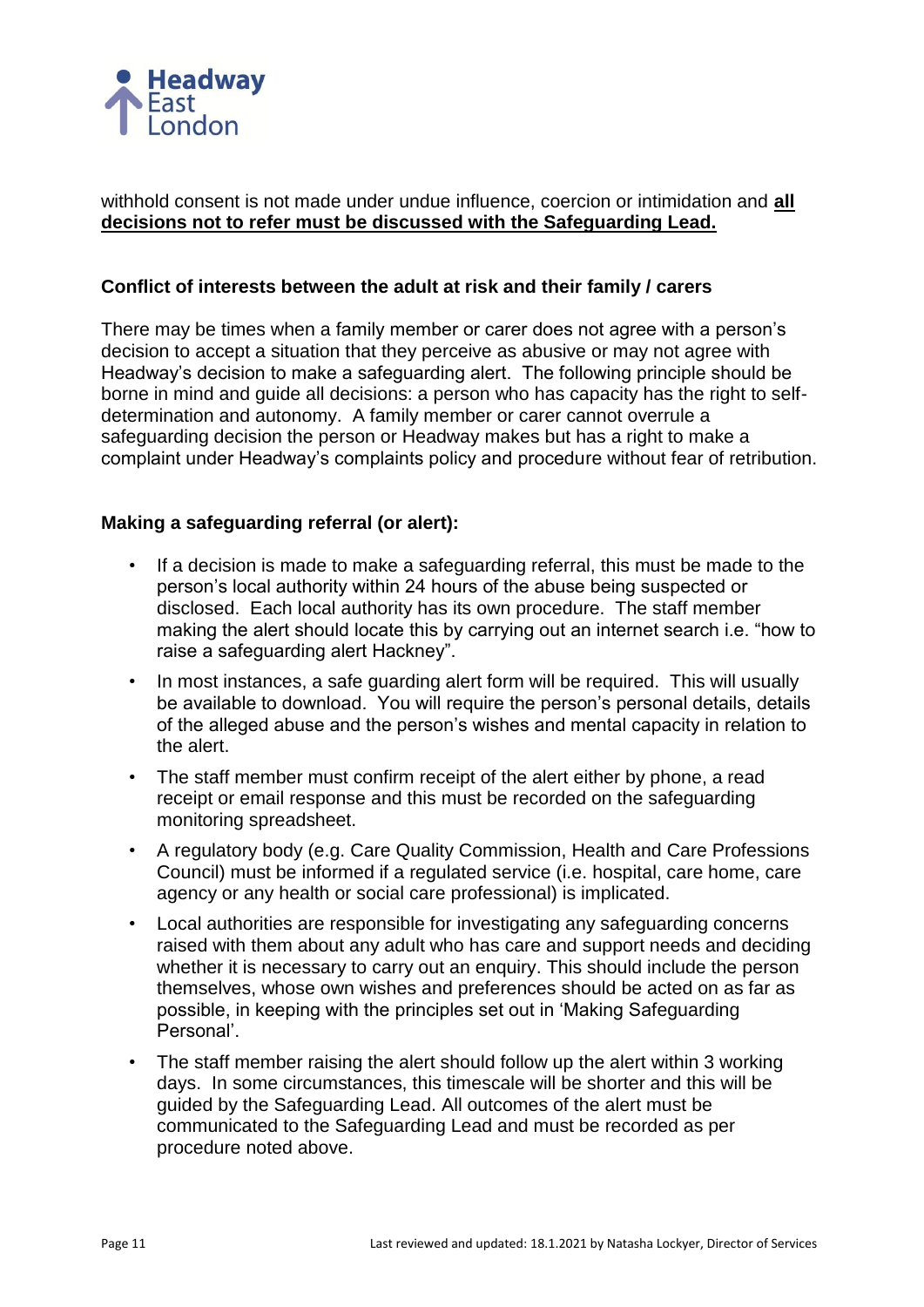withhold consent is not made under undue influence, coercion or intimidation and **all decisions not to refer must be discussed with the Safeguarding Lead.**

**Conflict of interests between the adult at risk and their family / carers**

There may be times when a family member or carer does not agree with a person's decision to accept a situation that they perceive as abusive or may not agree with Headway's decision to make a safeguarding alert. The following principle should be borne in mind and guide all decisions: a person who has capacity has the right to self-determination and autonomy. A family member or carer cannot overrule a safeguarding decision the person or Headway makes but has a right to make a complaint under Headway's complaints policy and procedure without fear of retribution.

**Making a safeguarding referral (or alert):**

- If a decision is made to make a safeguarding referral, this must be made to the person's local authority within 24 hours of the abuse being suspected or disclosed. Each local authority has its own procedure. The staff member making the alert should locate this by carrying out an internet search i.e. "how to raise a safeguarding alert Hackney".
- In most instances, a safe guarding alert form will be required. This will usually be available to download. You will require the person's personal details, details of the alleged abuse and the person's wishes and mental capacity in relation to the alert.
- The staff member must confirm receipt of the alert either by phone, a read receipt or email response and this must be recorded on the safeguarding monitoring spreadsheet.
- A regulatory body (e.g. Care Quality Commission, Health and Care Professions Council) must be informed if a regulated service (i.e. hospital, care home, care agency or any health or social care professional) is implicated.
- Local authorities are responsible for investigating any safeguarding concerns raised with them about any adult who has care and support needs and deciding whether it is necessary to carry out an enquiry. This should include the person themselves, whose own wishes and preferences should be acted on as far as possible, in keeping with the principles set out in 'Making Safeguarding Personal'.
- The staff member raising the alert should follow up the alert within 3 working days. In some circumstances, this timescale will be shorter and this will be guided by the Safeguarding Lead. All outcomes of the alert must be communicated to the Safeguarding Lead and must be recorded as per procedure noted above.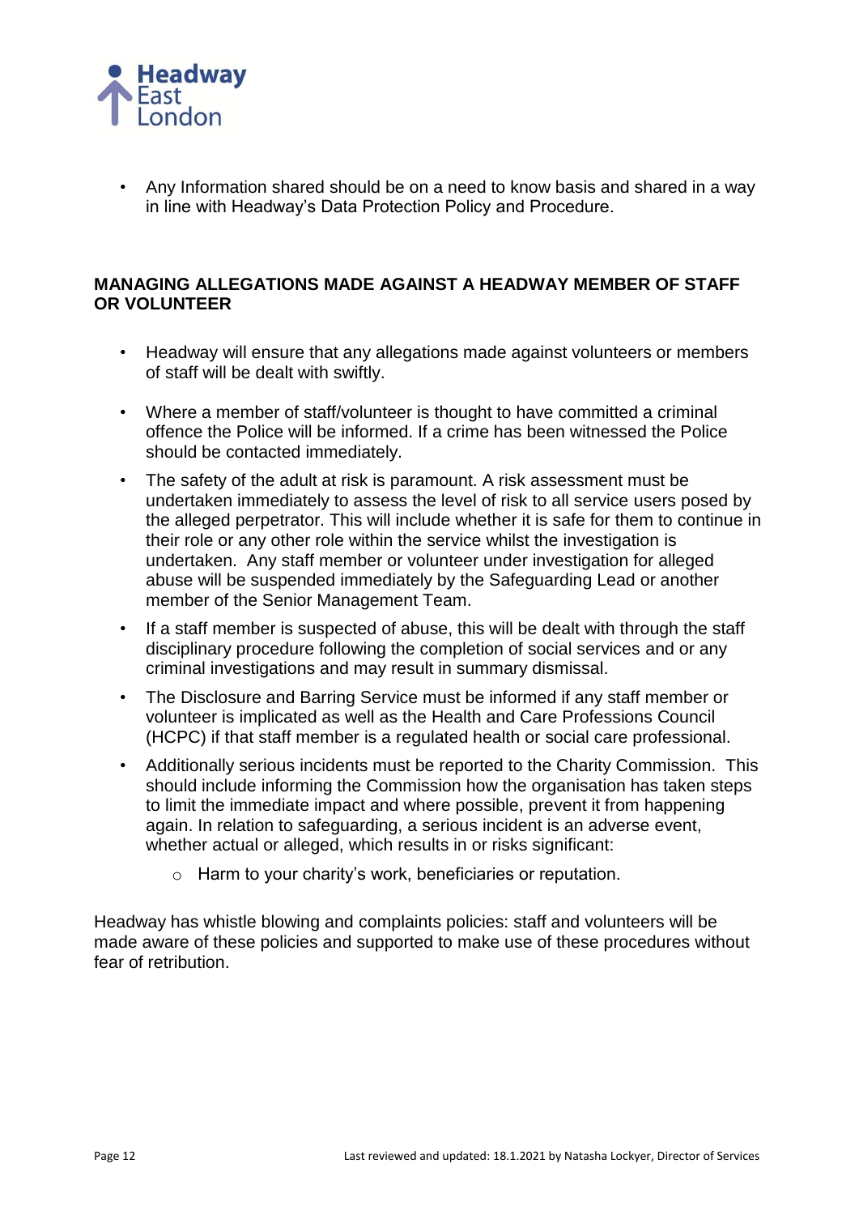- Any Information shared should be on a need to know basis and shared in a way in line with Headway's Data Protection Policy and Procedure.

## MANAGING ALLEGATIONS MADE AGAINST A HEADWAY MEMBER OF STAFF OR VOLUNTEER

- Headway will ensure that any allegations made against volunteers or members of staff will be dealt with swiftly.
- Where a member of staff/volunteer is thought to have committed a criminal offence the Police will be informed. If a crime has been witnessed the Police should be contacted immediately.
- The safety of the adult at risk is paramount. A risk assessment must be undertaken immediately to assess the level of risk to all service users posed by the alleged perpetrator. This will include whether it is safe for them to continue in their role or any other role within the service whilst the investigation is undertaken. Any staff member or volunteer under investigation for alleged abuse will be suspended immediately by the Safeguarding Lead or another member of the Senior Management Team.
- If a staff member is suspected of abuse, this will be dealt with through the staff disciplinary procedure following the completion of social services and or any criminal investigations and may result in summary dismissal.
- The Disclosure and Barring Service must be informed if any staff member or volunteer is implicated as well as the Health and Care Professions Council (HCPC) if that staff member is a regulated health or social care professional.
- Additionally serious incidents must be reported to the Charity Commission. This should include informing the Commission how the organisation has taken steps to limit the immediate impact and where possible, prevent it from happening again. In relation to safeguarding, a serious incident is an adverse event, whether actual or alleged, which results in or risks significant:
    - Harm to your charity's work, beneficiaries or reputation.

Headway has whistle blowing and complaints policies: staff and volunteers will be made aware of these policies and supported to make use of these procedures without fear of retribution.